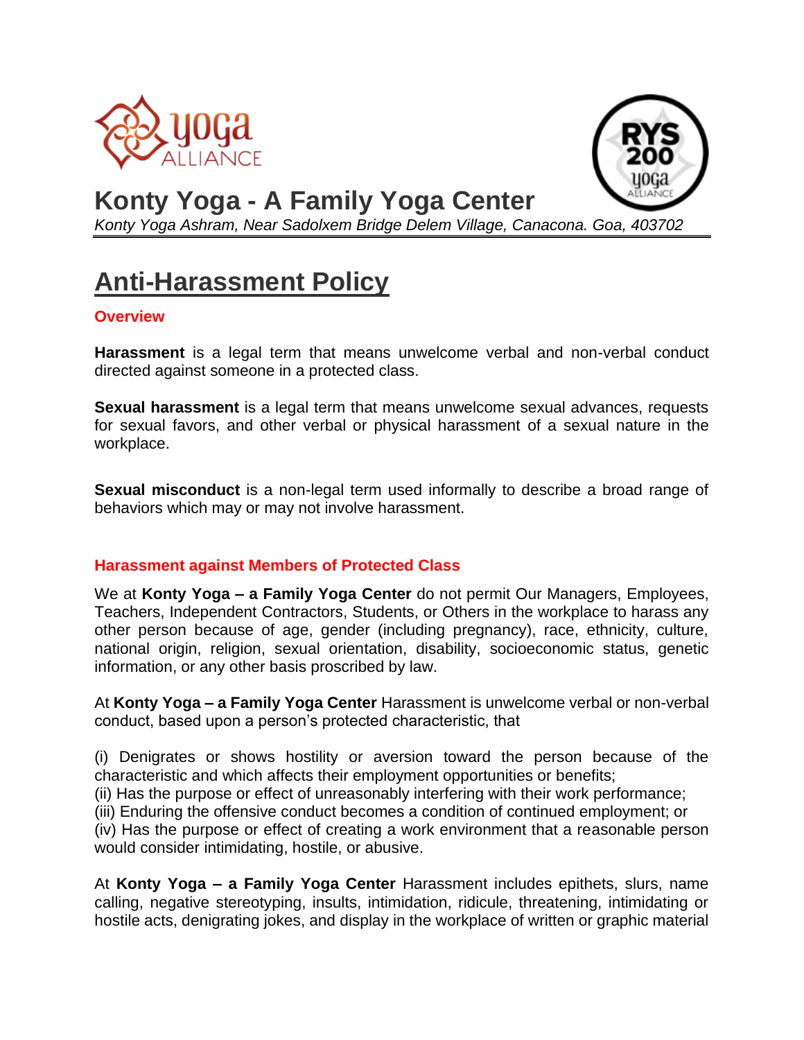# Konty Yoga - A Family Yoga Center

*Konty Yoga Ashram, Near Sadolxem Bridge Delem Village, Canacona. Goa, 403702*

## Anti-Harassment Policy

### Overview

**Harassment** is a legal term that means unwelcome verbal and non-verbal conduct directed against someone in a protected class.

**Sexual harassment** is a legal term that means unwelcome sexual advances, requests for sexual favors, and other verbal or physical harassment of a sexual nature in the workplace.

**Sexual misconduct** is a non-legal term used informally to describe a broad range of behaviors which may or may not involve harassment.

### Harassment against Members of Protected Class

We at **Konty Yoga – a Family Yoga Center** do not permit Our Managers, Employees, Teachers, Independent Contractors, Students, or Others in the workplace to harass any other person because of age, gender (including pregnancy), race, ethnicity, culture, national origin, religion, sexual orientation, disability, socioeconomic status, genetic information, or any other basis proscribed by law.

At **Konty Yoga – a Family Yoga Center** Harassment is unwelcome verbal or non-verbal conduct, based upon a person's protected characteristic, that

(i) Denigrates or shows hostility or aversion toward the person because of the characteristic and which affects their employment opportunities or benefits;
(ii) Has the purpose or effect of unreasonably interfering with their work performance;
(iii) Enduring the offensive conduct becomes a condition of continued employment; or
(iv) Has the purpose or effect of creating a work environment that a reasonable person would consider intimidating, hostile, or abusive.

At **Konty Yoga – a Family Yoga Center** Harassment includes epithets, slurs, name calling, negative stereotyping, insults, intimidation, ridicule, threatening, intimidating or hostile acts, denigrating jokes, and display in the workplace of written or graphic material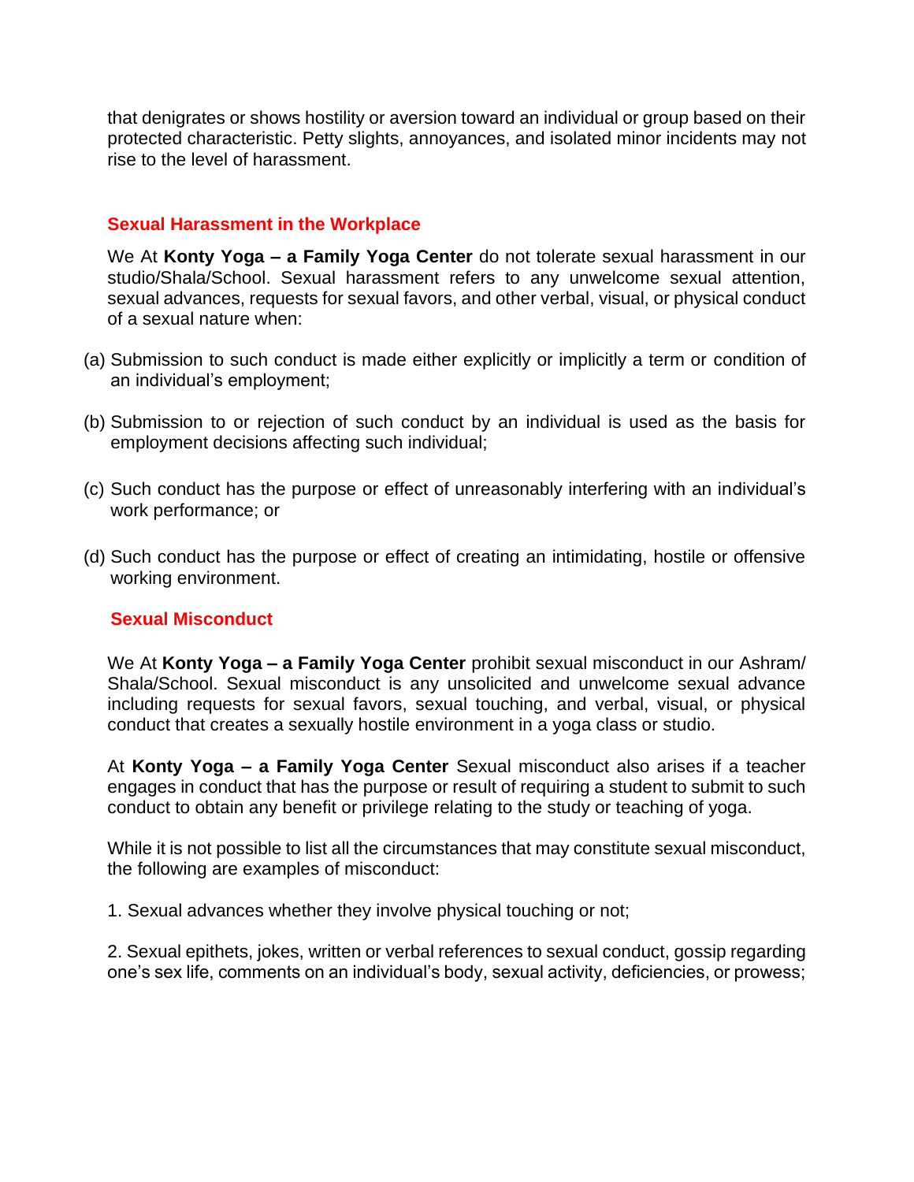that denigrates or shows hostility or aversion toward an individual or group based on their protected characteristic. Petty slights, annoyances, and isolated minor incidents may not rise to the level of harassment.

## Sexual Harassment in the Workplace

We At **Konty Yoga – a Family Yoga Center** do not tolerate sexual harassment in our studio/Shala/School. Sexual harassment refers to any unwelcome sexual attention, sexual advances, requests for sexual favors, and other verbal, visual, or physical conduct of a sexual nature when:

(a) Submission to such conduct is made either explicitly or implicitly a term or condition of an individual's employment;

(b) Submission to or rejection of such conduct by an individual is used as the basis for employment decisions affecting such individual;

(c) Such conduct has the purpose or effect of unreasonably interfering with an individual's work performance; or

(d) Such conduct has the purpose or effect of creating an intimidating, hostile or offensive working environment.

## Sexual Misconduct

We At **Konty Yoga – a Family Yoga Center** prohibit sexual misconduct in our Ashram/ Shala/School. Sexual misconduct is any unsolicited and unwelcome sexual advance including requests for sexual favors, sexual touching, and verbal, visual, or physical conduct that creates a sexually hostile environment in a yoga class or studio.

At **Konty Yoga – a Family Yoga Center** Sexual misconduct also arises if a teacher engages in conduct that has the purpose or result of requiring a student to submit to such conduct to obtain any benefit or privilege relating to the study or teaching of yoga.

While it is not possible to list all the circumstances that may constitute sexual misconduct, the following are examples of misconduct:

1. Sexual advances whether they involve physical touching or not;

2. Sexual epithets, jokes, written or verbal references to sexual conduct, gossip regarding one's sex life, comments on an individual's body, sexual activity, deficiencies, or prowess;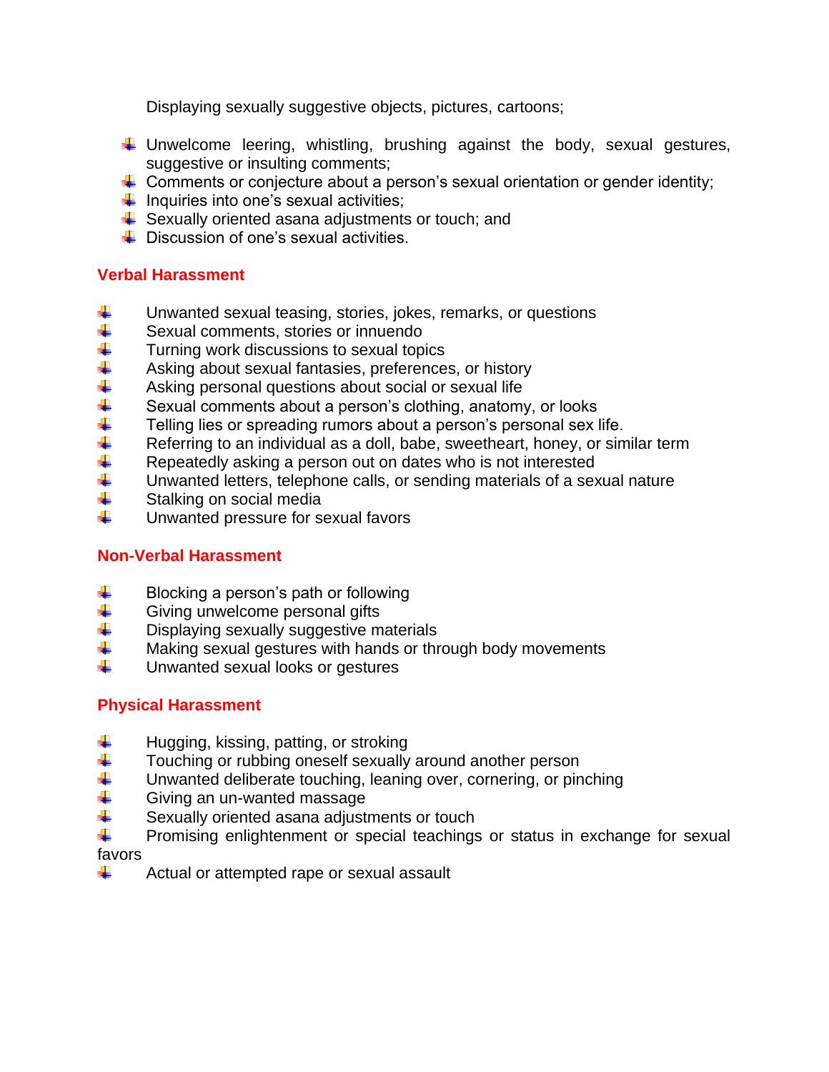Displaying sexually suggestive objects, pictures, cartoons;

- Unwelcome leering, whistling, brushing against the body, sexual gestures, suggestive or insulting comments;
- Comments or conjecture about a person's sexual orientation or gender identity;
- Inquiries into one's sexual activities;
- Sexually oriented asana adjustments or touch; and
- Discussion of one's sexual activities.

## Verbal Harassment

- Unwanted sexual teasing, stories, jokes, remarks, or questions
- Sexual comments, stories or innuendo
- Turning work discussions to sexual topics
- Asking about sexual fantasies, preferences, or history
- Asking personal questions about social or sexual life
- Sexual comments about a person's clothing, anatomy, or looks
- Telling lies or spreading rumors about a person's personal sex life.
- Referring to an individual as a doll, babe, sweetheart, honey, or similar term
- Repeatedly asking a person out on dates who is not interested
- Unwanted letters, telephone calls, or sending materials of a sexual nature
- Stalking on social media
- Unwanted pressure for sexual favors

## Non-Verbal Harassment

- Blocking a person's path or following
- Giving unwelcome personal gifts
- Displaying sexually suggestive materials
- Making sexual gestures with hands or through body movements
- Unwanted sexual looks or gestures

## Physical Harassment

- Hugging, kissing, patting, or stroking
- Touching or rubbing oneself sexually around another person
- Unwanted deliberate touching, leaning over, cornering, or pinching
- Giving an un-wanted massage
- Sexually oriented asana adjustments or touch
- Promising enlightenment or special teachings or status in exchange for sexual favors
- Actual or attempted rape or sexual assault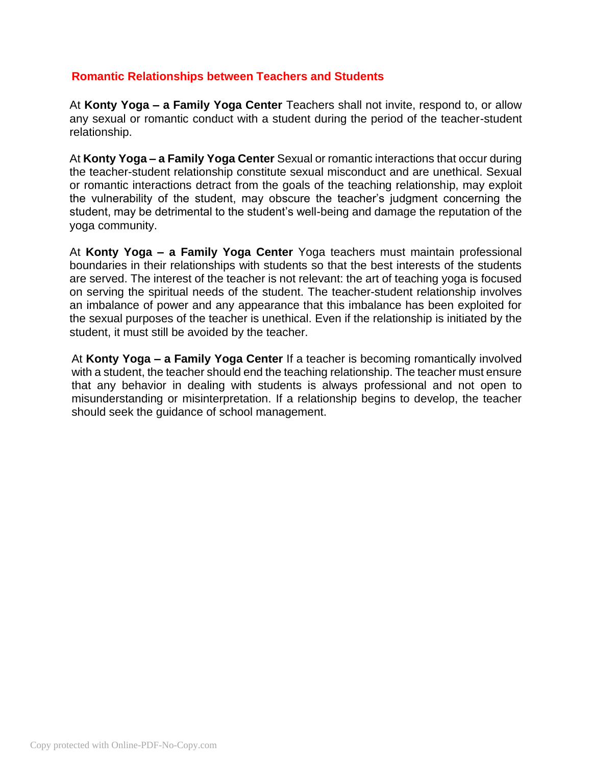## Romantic Relationships between Teachers and Students

At **Konty Yoga – a Family Yoga Center** Teachers shall not invite, respond to, or allow any sexual or romantic conduct with a student during the period of the teacher-student relationship.

At **Konty Yoga – a Family Yoga Center** Sexual or romantic interactions that occur during the teacher-student relationship constitute sexual misconduct and are unethical. Sexual or romantic interactions detract from the goals of the teaching relationship, may exploit the vulnerability of the student, may obscure the teacher's judgment concerning the student, may be detrimental to the student's well-being and damage the reputation of the yoga community.

At **Konty Yoga – a Family Yoga Center** Yoga teachers must maintain professional boundaries in their relationships with students so that the best interests of the students are served. The interest of the teacher is not relevant: the art of teaching yoga is focused on serving the spiritual needs of the student. The teacher-student relationship involves an imbalance of power and any appearance that this imbalance has been exploited for the sexual purposes of the teacher is unethical. Even if the relationship is initiated by the student, it must still be avoided by the teacher.

At **Konty Yoga – a Family Yoga Center** If a teacher is becoming romantically involved with a student, the teacher should end the teaching relationship. The teacher must ensure that any behavior in dealing with students is always professional and not open to misunderstanding or misinterpretation. If a relationship begins to develop, the teacher should seek the guidance of school management.